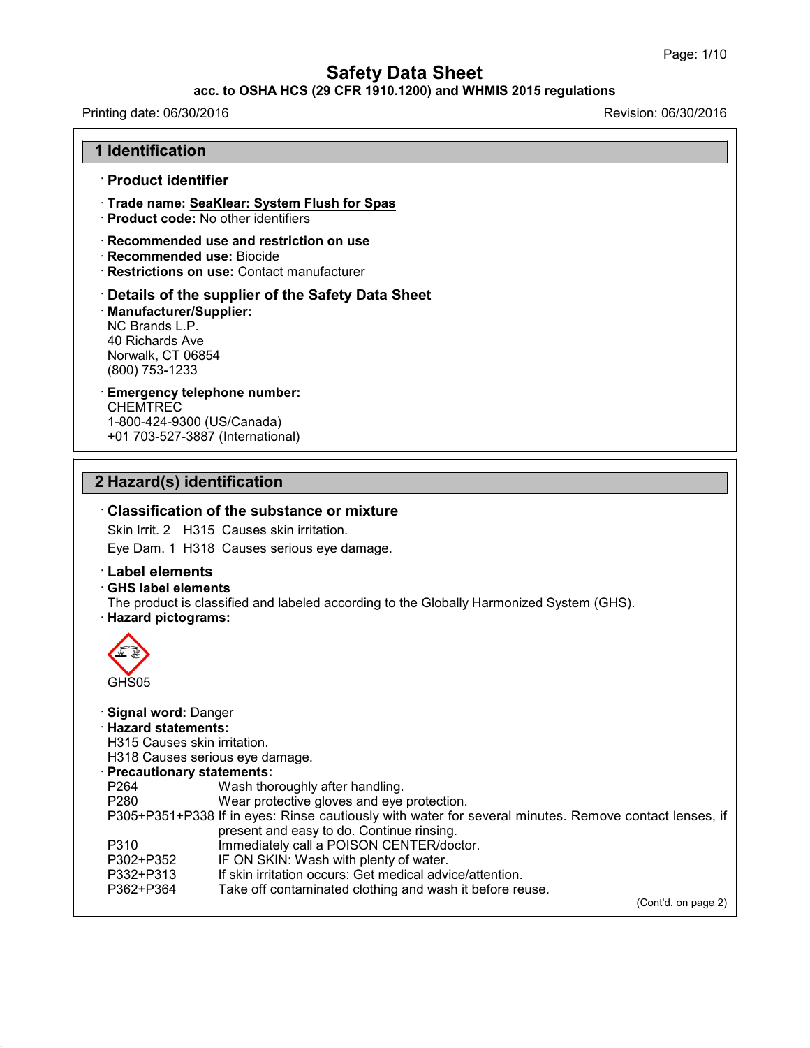# Safety Data Sheet

**acc. to OSHA HCS (29 CFR 1910.1200) and WHMIS 2015 regulations**

Printing date: 06/30/2016 Revision: 06/30/2016

## 1 Identification

· **Product identifier**

· **Trade name: SeaKlear: System Flush for Spas**
· **Product code:** No other identifiers

· **Recommended use and restriction on use**
· **Recommended use:** Biocide
· **Restrictions on use:** Contact manufacturer

· **Details of the supplier of the Safety Data Sheet**
· **Manufacturer/Supplier:**
NC Brands L.P.
40 Richards Ave
Norwalk, CT 06854
(800) 753-1233

· **Emergency telephone number:**
CHEMTREC
1-800-424-9300 (US/Canada)
+01 703-527-3887 (International)

## 2 Hazard(s) identification

· **Classification of the substance or mixture**

Skin Irrit. 2 H315 Causes skin irritation.

Eye Dam. 1 H318 Causes serious eye damage.

· **Label elements**
· **GHS label elements**
The product is classified and labeled according to the Globally Harmonized System (GHS).
· **Hazard pictograms:**

GHS05

· **Signal word:** Danger
· **Hazard statements:**
H315 Causes skin irritation.
H318 Causes serious eye damage.
· **Precautionary statements:**

| | |
|---|---|
| P264 | Wash thoroughly after handling. |
| P280 | Wear protective gloves and eye protection. |
| P305+P351+P338 | If in eyes: Rinse cautiously with water for several minutes. Remove contact lenses, if present and easy to do. Continue rinsing. |
| P310 | Immediately call a POISON CENTER/doctor. |
| P302+P352 | IF ON SKIN: Wash with plenty of water. |
| P332+P313 | If skin irritation occurs: Get medical advice/attention. |
| P362+P364 | Take off contaminated clothing and wash it before reuse. |

(Cont'd. on page 2)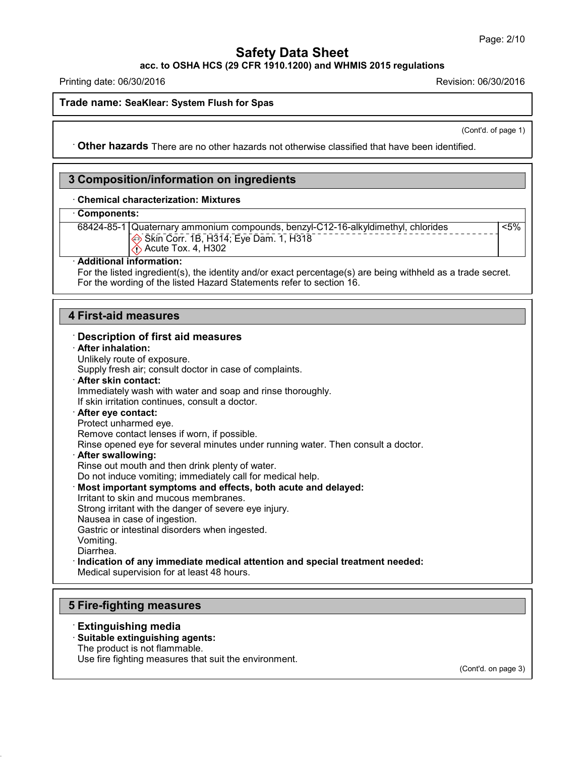**Trade name: SeaKlear: System Flush for Spas**

(Cont'd. of page 1)

· **Other hazards** There are no other hazards not otherwise classified that have been identified.

## 3 Composition/information on ingredients

· **Chemical characterization: Mixtures**

| · Components: | | |
|---|---|---|
| 68424-85-1 | Quaternary ammonium compounds, benzyl-C12-16-alkyldimethyl, chlorides<br>Skin Corr. 1B, H314; Eye Dam. 1, H318<br>Acute Tox. 4, H302 | <5% |

· **Additional information:**
For the listed ingredient(s), the identity and/or exact percentage(s) are being withheld as a trade secret.
For the wording of the listed Hazard Statements refer to section 16.

## 4 First-aid measures

### · Description of first aid measures

· **After inhalation:**
Unlikely route of exposure.
Supply fresh air; consult doctor in case of complaints.

· **After skin contact:**
Immediately wash with water and soap and rinse thoroughly.
If skin irritation continues, consult a doctor.

· **After eye contact:**
Protect unharmed eye.
Remove contact lenses if worn, if possible.
Rinse opened eye for several minutes under running water. Then consult a doctor.

· **After swallowing:**
Rinse out mouth and then drink plenty of water.
Do not induce vomiting; immediately call for medical help.

· **Most important symptoms and effects, both acute and delayed:**
Irritant to skin and mucous membranes.
Strong irritant with the danger of severe eye injury.
Nausea in case of ingestion.
Gastric or intestinal disorders when ingested.
Vomiting.
Diarrhea.

· **Indication of any immediate medical attention and special treatment needed:**
Medical supervision for at least 48 hours.

## 5 Fire-fighting measures

### · Extinguishing media

· **Suitable extinguishing agents:**
The product is not flammable.
Use fire fighting measures that suit the environment.

(Cont'd. on page 3)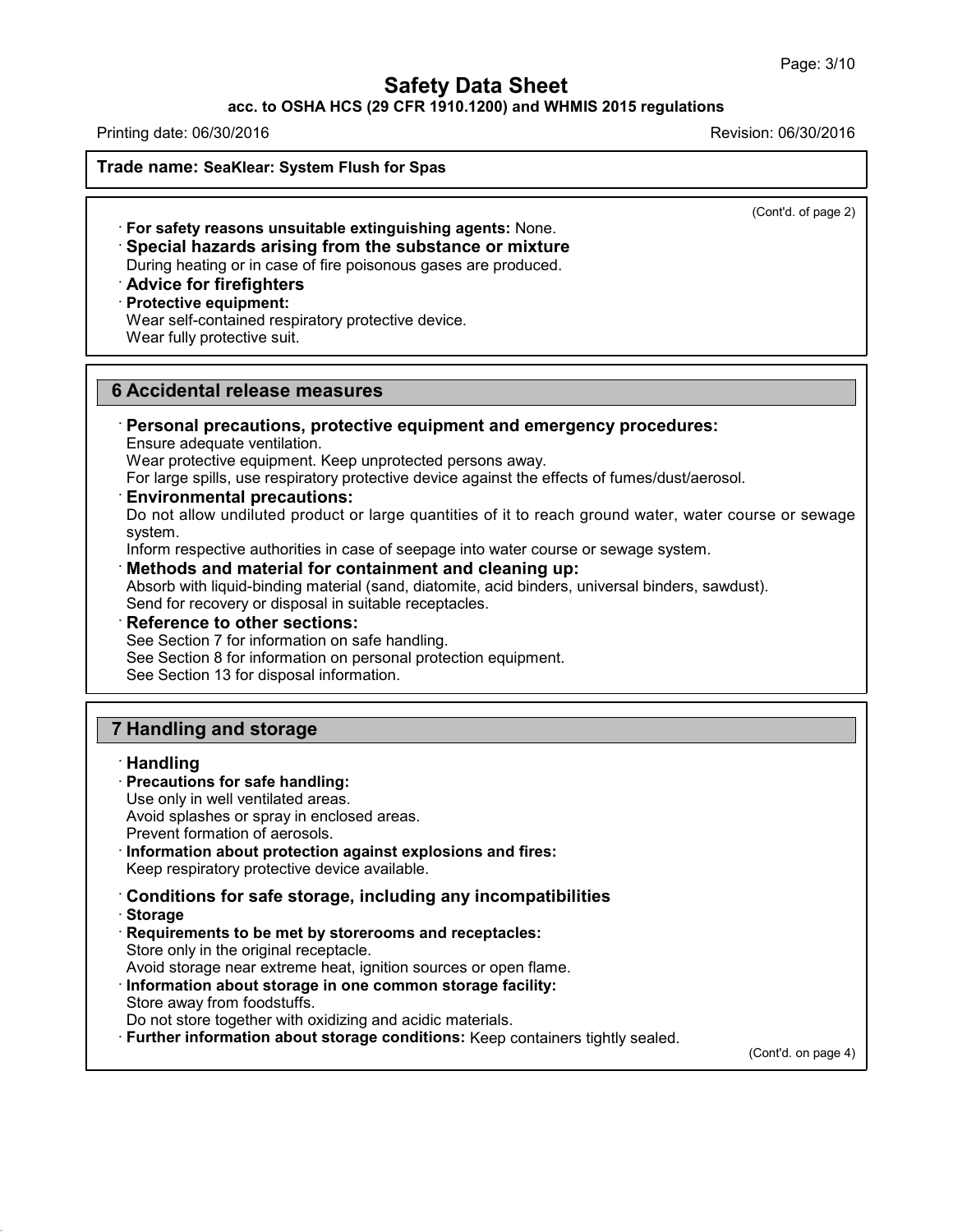**Trade name: SeaKlear: System Flush for Spas**

(Cont'd. of page 2)

· **For safety reasons unsuitable extinguishing agents:** None.

· **Special hazards arising from the substance or mixture**
During heating or in case of fire poisonous gases are produced.

· **Advice for firefighters**

· **Protective equipment:**
Wear self-contained respiratory protective device.
Wear fully protective suit.

## 6 Accidental release measures

· **Personal precautions, protective equipment and emergency procedures:**
Ensure adequate ventilation.
Wear protective equipment. Keep unprotected persons away.
For large spills, use respiratory protective device against the effects of fumes/dust/aerosol.

· **Environmental precautions:**
Do not allow undiluted product or large quantities of it to reach ground water, water course or sewage system.
Inform respective authorities in case of seepage into water course or sewage system.

· **Methods and material for containment and cleaning up:**
Absorb with liquid-binding material (sand, diatomite, acid binders, universal binders, sawdust).
Send for recovery or disposal in suitable receptacles.

· **Reference to other sections:**
See Section 7 for information on safe handling.
See Section 8 for information on personal protection equipment.
See Section 13 for disposal information.

## 7 Handling and storage

· **Handling**

· **Precautions for safe handling:**
Use only in well ventilated areas.
Avoid splashes or spray in enclosed areas.
Prevent formation of aerosols.

· **Information about protection against explosions and fires:**
Keep respiratory protective device available.

· **Conditions for safe storage, including any incompatibilities**

· **Storage**

· **Requirements to be met by storerooms and receptacles:**
Store only in the original receptacle.
Avoid storage near extreme heat, ignition sources or open flame.

· **Information about storage in one common storage facility:**
Store away from foodstuffs.
Do not store together with oxidizing and acidic materials.

· **Further information about storage conditions:** Keep containers tightly sealed.

(Cont'd. on page 4)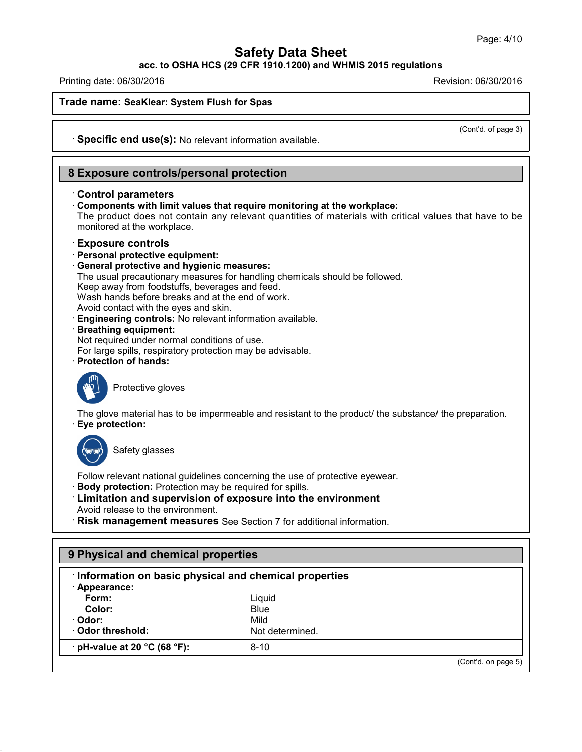**Trade name: SeaKlear: System Flush for Spas**

(Cont'd. of page 3)

· **Specific end use(s):** No relevant information available.

## 8 Exposure controls/personal protection

· **Control parameters**

· **Components with limit values that require monitoring at the workplace:**
The product does not contain any relevant quantities of materials with critical values that have to be monitored at the workplace.

· **Exposure controls**

· **Personal protective equipment:**

· **General protective and hygienic measures:**
The usual precautionary measures for handling chemicals should be followed.
Keep away from foodstuffs, beverages and feed.
Wash hands before breaks and at the end of work.
Avoid contact with the eyes and skin.

· **Engineering controls:** No relevant information available.

· **Breathing equipment:**
Not required under normal conditions of use.
For large spills, respiratory protection may be advisable.

· **Protection of hands:**

Protective gloves

The glove material has to be impermeable and resistant to the product/ the substance/ the preparation.

· **Eye protection:**

Safety glasses

Follow relevant national guidelines concerning the use of protective eyewear.

· **Body protection:** Protection may be required for spills.

· **Limitation and supervision of exposure into the environment**
Avoid release to the environment.

· **Risk management measures** See Section 7 for additional information.

## 9 Physical and chemical properties

· **Information on basic physical and chemical properties**

| | |
|---|---|
| · **Appearance:** | |
| **Form:** | Liquid |
| **Color:** | Blue |
| · **Odor:** | Mild |
| · **Odor threshold:** | Not determined. |
| · **pH-value at 20 °C (68 °F):** | 8-10 |

(Cont'd. on page 5)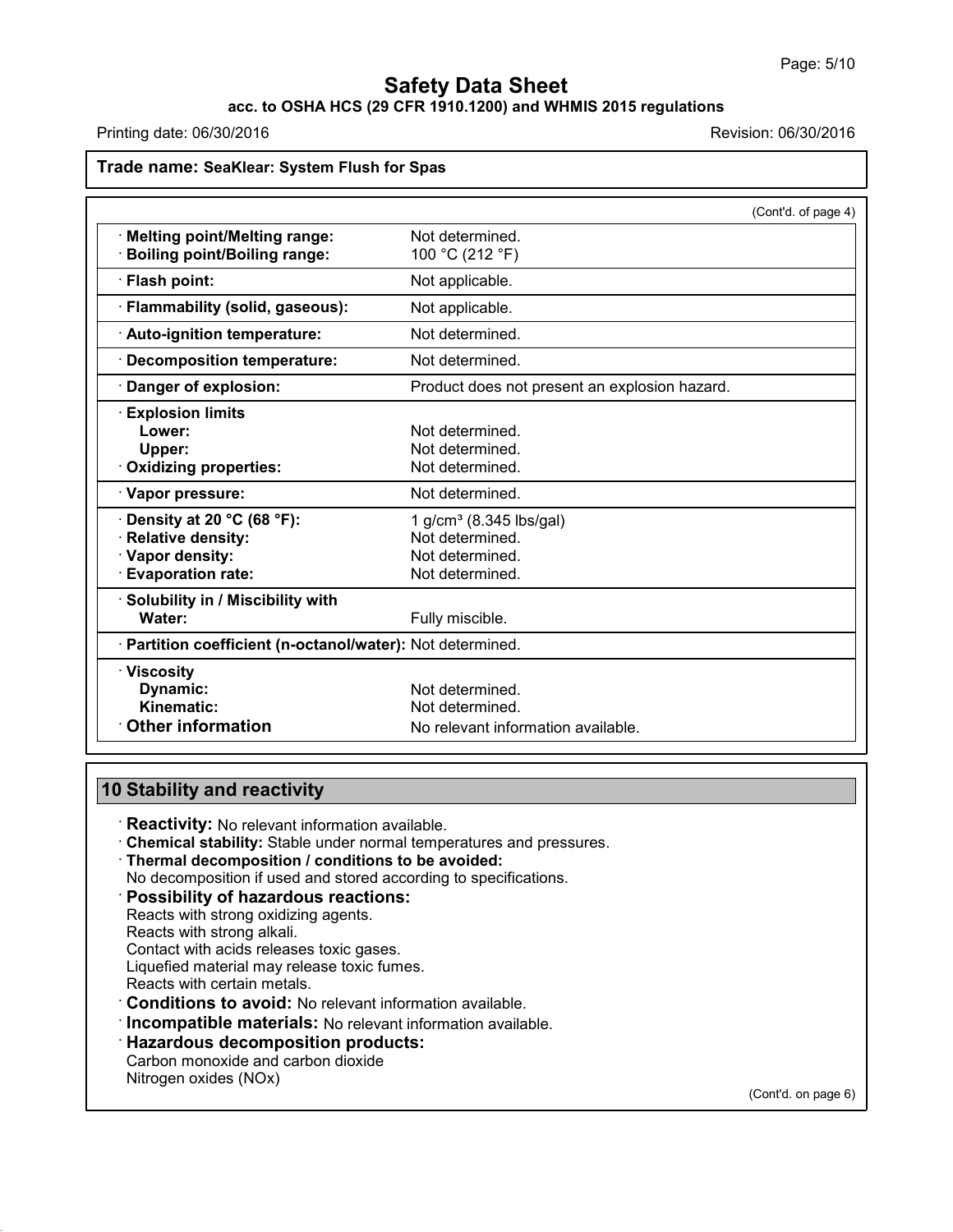**Trade name: SeaKlear: System Flush for Spas**

(Cont'd. of page 4)

| Property | Value |
|---|---|
| · **Melting point/Melting range:** | Not determined. |
| · **Boiling point/Boiling range:** | 100 °C (212 °F) |
| · **Flash point:** | Not applicable. |
| · **Flammability (solid, gaseous):** | Not applicable. |
| · **Auto-ignition temperature:** | Not determined. |
| · **Decomposition temperature:** | Not determined. |
| · **Danger of explosion:** | Product does not present an explosion hazard. |
| · **Explosion limits** | |
| **Lower:** | Not determined. |
| **Upper:** | Not determined. |
| · **Oxidizing properties:** | Not determined. |
| · **Vapor pressure:** | Not determined. |
| · **Density at 20 °C (68 °F):** | 1 $g/cm^3$ (8.345 lbs/gal) |
| · **Relative density:** | Not determined. |
| · **Vapor density:** | Not determined. |
| · **Evaporation rate:** | Not determined. |
| · **Solubility in / Miscibility with** | |
| **Water:** | Fully miscible. |
| · **Partition coefficient (n-octanol/water):** | Not determined. |
| · **Viscosity** | |
| **Dynamic:** | Not determined. |
| **Kinematic:** | Not determined. |
| · **Other information** | No relevant information available. |

## 10 Stability and reactivity

· **Reactivity:** No relevant information available.

· **Chemical stability:** Stable under normal temperatures and pressures.

· **Thermal decomposition / conditions to be avoided:**
No decomposition if used and stored according to specifications.

· **Possibility of hazardous reactions:**
Reacts with strong oxidizing agents.
Reacts with strong alkali.
Contact with acids releases toxic gases.
Liquefied material may release toxic fumes.
Reacts with certain metals.

· **Conditions to avoid:** No relevant information available.

· **Incompatible materials:** No relevant information available.

· **Hazardous decomposition products:**
Carbon monoxide and carbon dioxide
Nitrogen oxides (NOx)

(Cont'd. on page 6)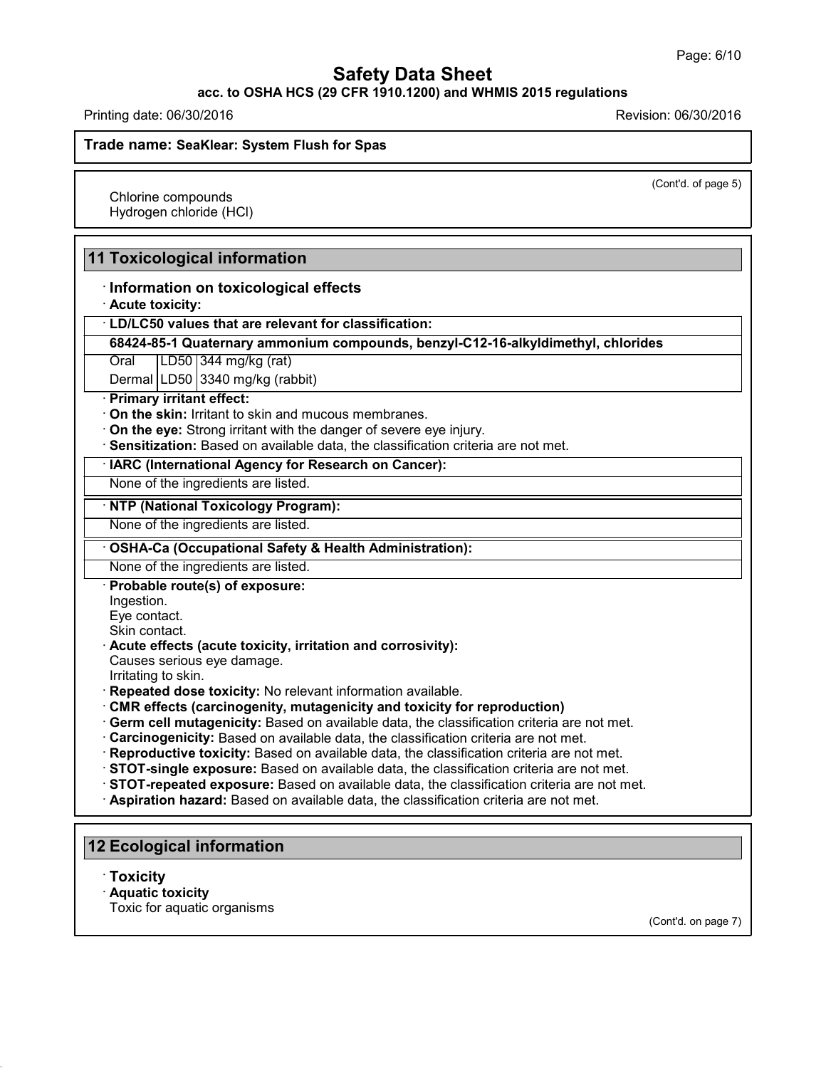(Cont'd. of page 5)

Chlorine compounds
Hydrogen chloride (HCl)

## 11 Toxicological information

· **Information on toxicological effects**

· **Acute toxicity:**

· **LD/LC50 values that are relevant for classification:**

| 68424-85-1 Quaternary ammonium compounds, benzyl-C12-16-alkyldimethyl, chlorides | | |
|---|---|---|
| Oral | LD50 | 344 mg/kg (rat) |
| Dermal | LD50 | 3340 mg/kg (rabbit) |

· **Primary irritant effect:**

· **On the skin:** Irritant to skin and mucous membranes.

· **On the eye:** Strong irritant with the danger of severe eye injury.

· **Sensitization:** Based on available data, the classification criteria are not met.

· **IARC (International Agency for Research on Cancer):**

None of the ingredients are listed.

· **NTP (National Toxicology Program):**

None of the ingredients are listed.

· **OSHA-Ca (Occupational Safety & Health Administration):**

None of the ingredients are listed.

· **Probable route(s) of exposure:**
Ingestion.
Eye contact.
Skin contact.

· **Acute effects (acute toxicity, irritation and corrosivity):**
Causes serious eye damage.
Irritating to skin.

· **Repeated dose toxicity:** No relevant information available.

· **CMR effects (carcinogenity, mutagenicity and toxicity for reproduction)**

· **Germ cell mutagenicity:** Based on available data, the classification criteria are not met.

· **Carcinogenicity:** Based on available data, the classification criteria are not met.

· **Reproductive toxicity:** Based on available data, the classification criteria are not met.

· **STOT-single exposure:** Based on available data, the classification criteria are not met.

· **STOT-repeated exposure:** Based on available data, the classification criteria are not met.

· **Aspiration hazard:** Based on available data, the classification criteria are not met.

## 12 Ecological information

· **Toxicity**

· **Aquatic toxicity**
Toxic for aquatic organisms

(Cont'd. on page 7)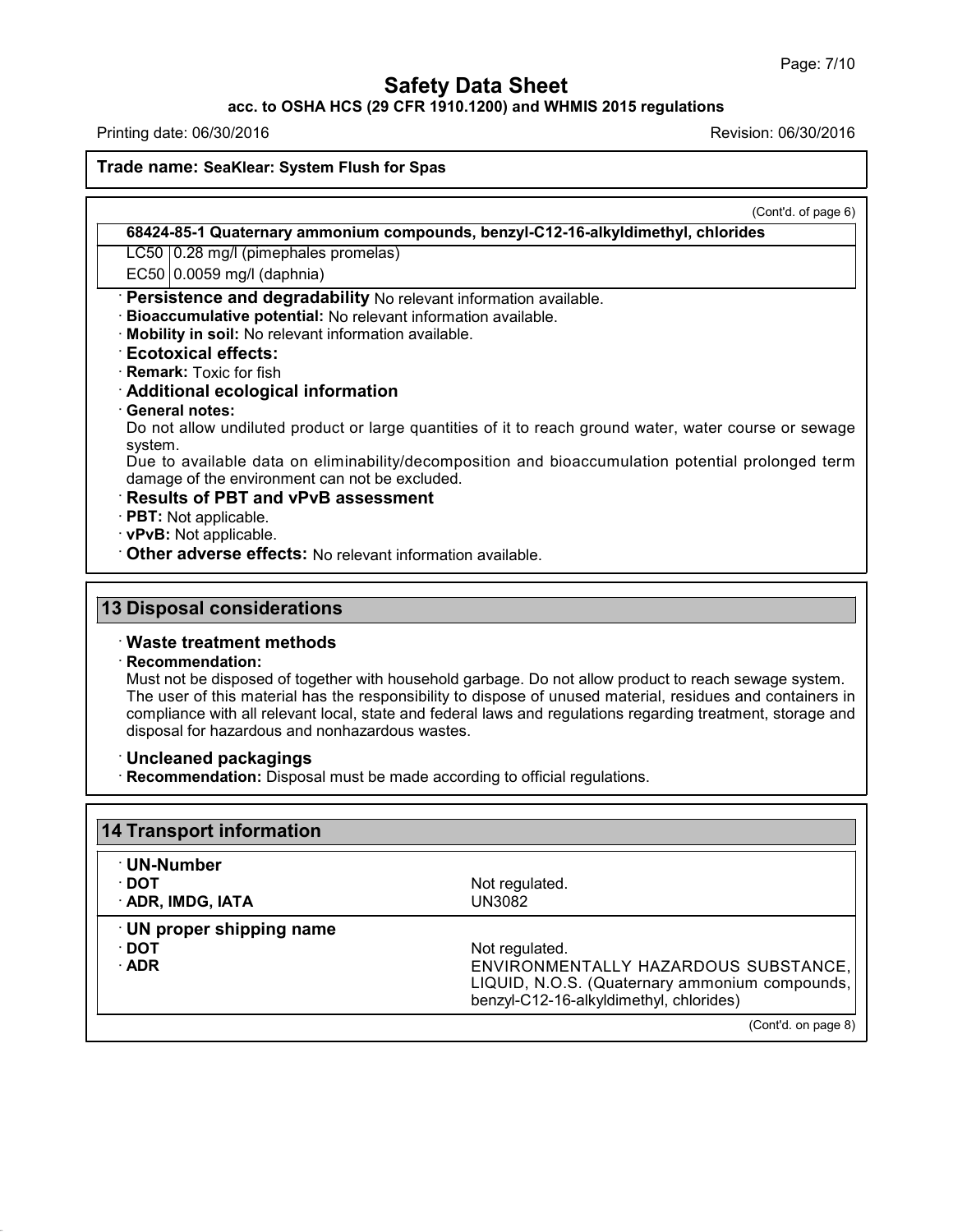# Safety Data Sheet

**acc. to OSHA HCS (29 CFR 1910.1200) and WHMIS 2015 regulations**

Printing date: 06/30/2016 Revision: 06/30/2016

**Trade name: SeaKlear: System Flush for Spas**

(Cont'd. of page 6)

| 68424-85-1 Quaternary ammonium compounds, benzyl-C12-16-alkyldimethyl, chlorides | |
|---|---|
| LC50 | 0.28 mg/l (pimephales promelas) |
| EC50 | 0.0059 mg/l (daphnia) |

· **Persistence and degradability** No relevant information available.

· **Bioaccumulative potential:** No relevant information available.

· **Mobility in soil:** No relevant information available.

· **Ecotoxical effects:**

· **Remark:** Toxic for fish

· **Additional ecological information**

· **General notes:**

Do not allow undiluted product or large quantities of it to reach ground water, water course or sewage system.

Due to available data on eliminability/decomposition and bioaccumulation potential prolonged term damage of the environment can not be excluded.

· **Results of PBT and vPvB assessment**

· **PBT:** Not applicable.

· **vPvB:** Not applicable.

· **Other adverse effects:** No relevant information available.

## 13 Disposal considerations

· **Waste treatment methods**

· **Recommendation:**

Must not be disposed of together with household garbage. Do not allow product to reach sewage system. The user of this material has the responsibility to dispose of unused material, residues and containers in compliance with all relevant local, state and federal laws and regulations regarding treatment, storage and disposal for hazardous and nonhazardous wastes.

· **Uncleaned packagings**

· **Recommendation:** Disposal must be made according to official regulations.

## 14 Transport information

| · **UN-Number** | |
|---|---|
| · **DOT** | Not regulated. |
| · **ADR, IMDG, IATA** | UN3082 |
| · **UN proper shipping name** | |
| · **DOT** | Not regulated. |
| · **ADR** | ENVIRONMENTALLY HAZARDOUS SUBSTANCE, LIQUID, N.O.S. (Quaternary ammonium compounds, benzyl-C12-16-alkyldimethyl, chlorides) |

(Cont'd. on page 8)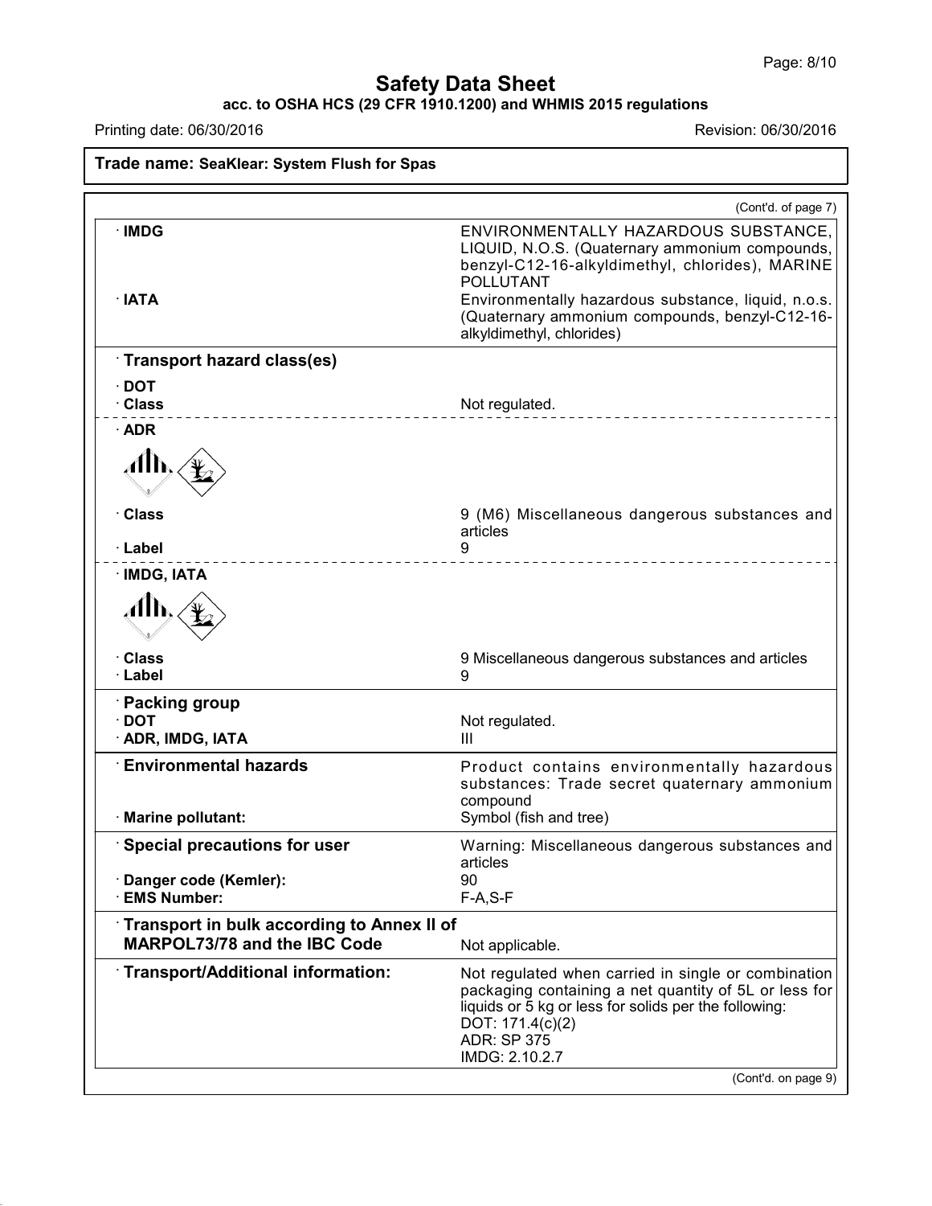**Safety Data Sheet**
**acc. to OSHA HCS (29 CFR 1910.1200) and WHMIS 2015 regulations**

Printing date: 06/30/2016 Revision: 06/30/2016

**Trade name: SeaKlear: System Flush for Spas**

(Cont'd. of page 7)

| | |
|---|---|
| · **IMDG** | ENVIRONMENTALLY HAZARDOUS SUBSTANCE, LIQUID, N.O.S. (Quaternary ammonium compounds, benzyl-C12-16-alkyldimethyl, chlorides), MARINE POLLUTANT |
| · **IATA** | Environmentally hazardous substance, liquid, n.o.s. (Quaternary ammonium compounds, benzyl-C12-16-alkyldimethyl, chlorides) |

· **Transport hazard class(es)**

| | |
|---|---|
| · **DOT** | |
| · **Class** | Not regulated. |
| · **ADR** | |
| · **Class** | 9 (M6) Miscellaneous dangerous substances and articles |
| · **Label** | 9 |
| · **IMDG, IATA** | |
| · **Class** | 9 Miscellaneous dangerous substances and articles |
| · **Label** | 9 |

· **Packing group**

| | |
|---|---|
| · **DOT** | Not regulated. |
| · **ADR, IMDG, IATA** | III |

| | |
|---|---|
| · **Environmental hazards** | Product contains environmentally hazardous substances: Trade secret quaternary ammonium compound |
| · **Marine pollutant:** | Symbol (fish and tree) |
| · **Special precautions for user** | Warning: Miscellaneous dangerous substances and articles |
| · **Danger code (Kemler):** | 90 |
| · **EMS Number:** | F-A,S-F |
| · **Transport in bulk according to Annex II of MARPOL73/78 and the IBC Code** | Not applicable. |
| · **Transport/Additional information:** | Not regulated when carried in single or combination packaging containing a net quantity of 5L or less for liquids or 5 kg or less for solids per the following:<br>DOT: 171.4(c)(2)<br>ADR: SP 375<br>IMDG: 2.10.2.7 |

(Cont'd. on page 9)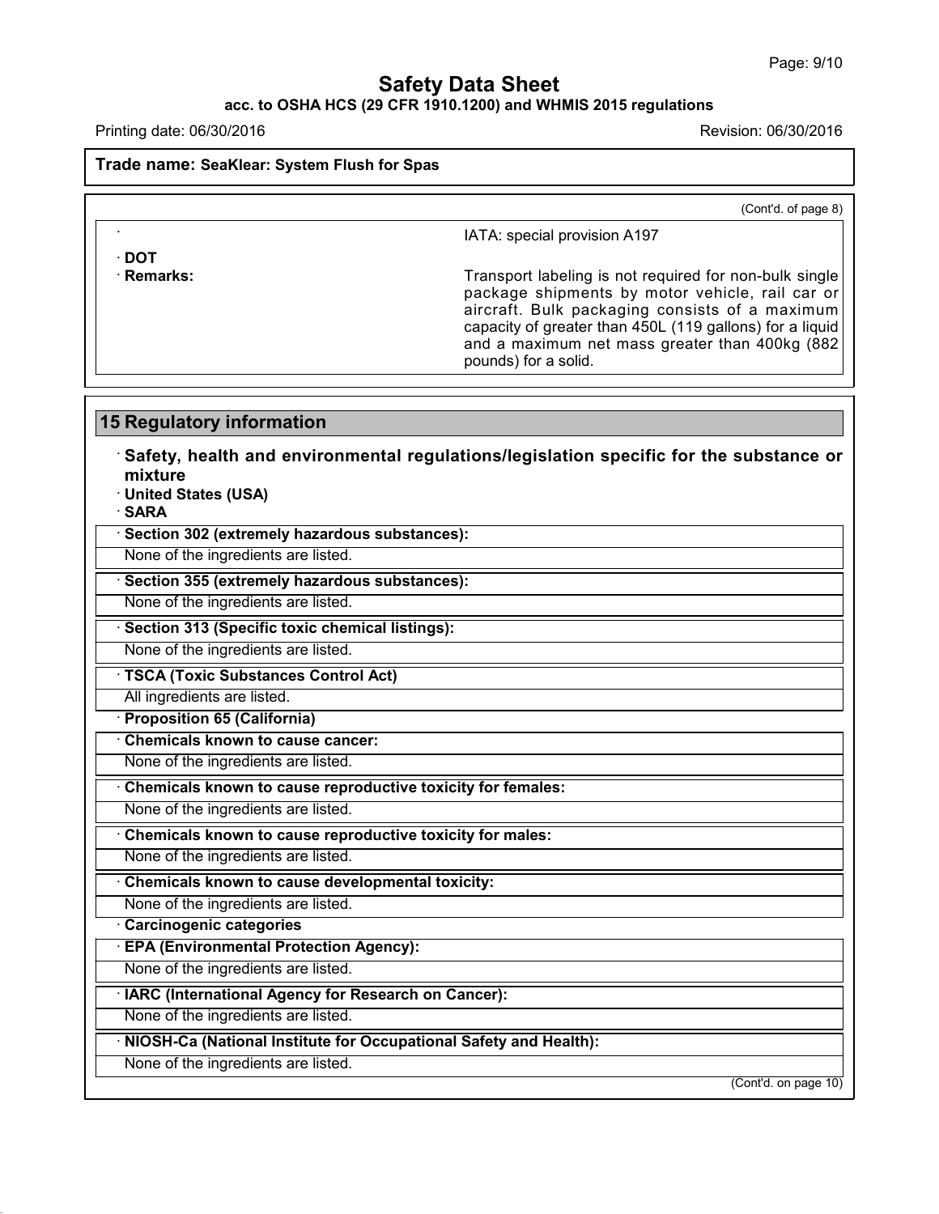**Trade name: SeaKlear: System Flush for Spas**

(Cont'd. of page 8)

| | |
|---|---|
| · | IATA: special provision A197 |
| · **DOT** | |
| · **Remarks:** | Transport labeling is not required for non-bulk single package shipments by motor vehicle, rail car or aircraft. Bulk packaging consists of a maximum capacity of greater than 450L (119 gallons) for a liquid and a maximum net mass greater than 400kg (882 pounds) for a solid. |

## 15 Regulatory information

· **Safety, health and environmental regulations/legislation specific for the substance or mixture**

· **United States (USA)**

· **SARA**

· **Section 302 (extremely hazardous substances):**

None of the ingredients are listed.

· **Section 355 (extremely hazardous substances):**

None of the ingredients are listed.

· **Section 313 (Specific toxic chemical listings):**

None of the ingredients are listed.

· **TSCA (Toxic Substances Control Act)**

All ingredients are listed.

· **Proposition 65 (California)**

· **Chemicals known to cause cancer:**

None of the ingredients are listed.

· **Chemicals known to cause reproductive toxicity for females:**

None of the ingredients are listed.

· **Chemicals known to cause reproductive toxicity for males:**

None of the ingredients are listed.

· **Chemicals known to cause developmental toxicity:**

None of the ingredients are listed.

· **Carcinogenic categories**

· **EPA (Environmental Protection Agency):**

None of the ingredients are listed.

· **IARC (International Agency for Research on Cancer):**

None of the ingredients are listed.

· **NIOSH-Ca (National Institute for Occupational Safety and Health):**

None of the ingredients are listed.

(Cont'd. on page 10)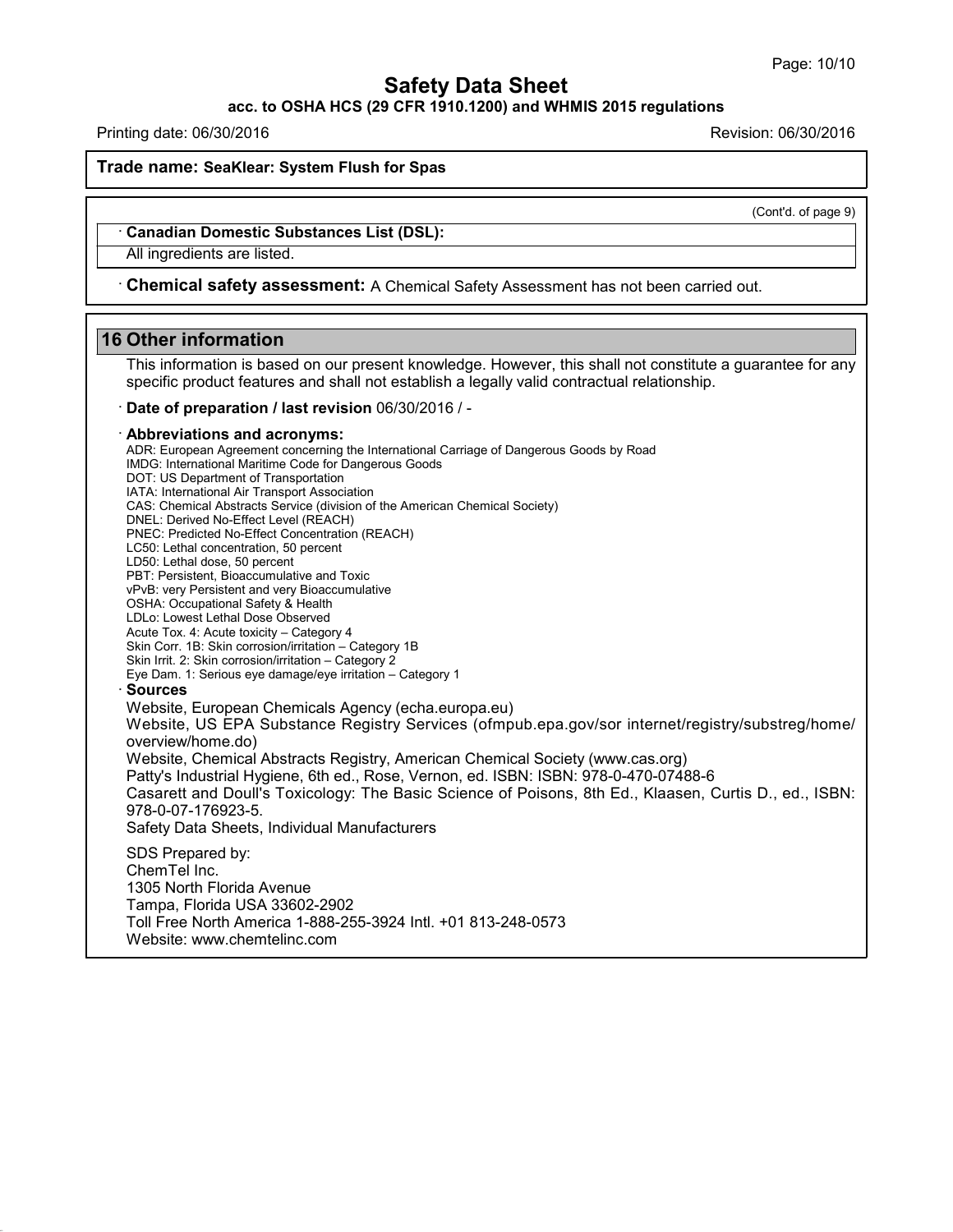(Cont'd. of page 9)

· **Canadian Domestic Substances List (DSL):**

All ingredients are listed.

· **Chemical safety assessment:** A Chemical Safety Assessment has not been carried out.

## 16 Other information

This information is based on our present knowledge. However, this shall not constitute a guarantee for any specific product features and shall not establish a legally valid contractual relationship.

· **Date of preparation / last revision** 06/30/2016 / -

· **Abbreviations and acronyms:**

ADR: European Agreement concerning the International Carriage of Dangerous Goods by Road
IMDG: International Maritime Code for Dangerous Goods
DOT: US Department of Transportation
IATA: International Air Transport Association
CAS: Chemical Abstracts Service (division of the American Chemical Society)
DNEL: Derived No-Effect Level (REACH)
PNEC: Predicted No-Effect Concentration (REACH)
LC50: Lethal concentration, 50 percent
LD50: Lethal dose, 50 percent
PBT: Persistent, Bioaccumulative and Toxic
vPvB: very Persistent and very Bioaccumulative
OSHA: Occupational Safety & Health
LDLo: Lowest Lethal Dose Observed
Acute Tox. 4: Acute toxicity – Category 4
Skin Corr. 1B: Skin corrosion/irritation – Category 1B
Skin Irrit. 2: Skin corrosion/irritation – Category 2
Eye Dam. 1: Serious eye damage/eye irritation – Category 1

· **Sources**

Website, European Chemicals Agency (echa.europa.eu)
Website, US EPA Substance Registry Services (ofmpub.epa.gov/sor internet/registry/substreg/home/overview/home.do)
Website, Chemical Abstracts Registry, American Chemical Society (www.cas.org)
Patty's Industrial Hygiene, 6th ed., Rose, Vernon, ed. ISBN: ISBN: 978-0-470-07488-6
Casarett and Doull's Toxicology: The Basic Science of Poisons, 8th Ed., Klaasen, Curtis D., ed., ISBN: 978-0-07-176923-5.
Safety Data Sheets, Individual Manufacturers

SDS Prepared by:
ChemTel Inc.
1305 North Florida Avenue
Tampa, Florida USA 33602-2902
Toll Free North America 1-888-255-3924 Intl. +01 813-248-0573
Website: www.chemtelinc.com